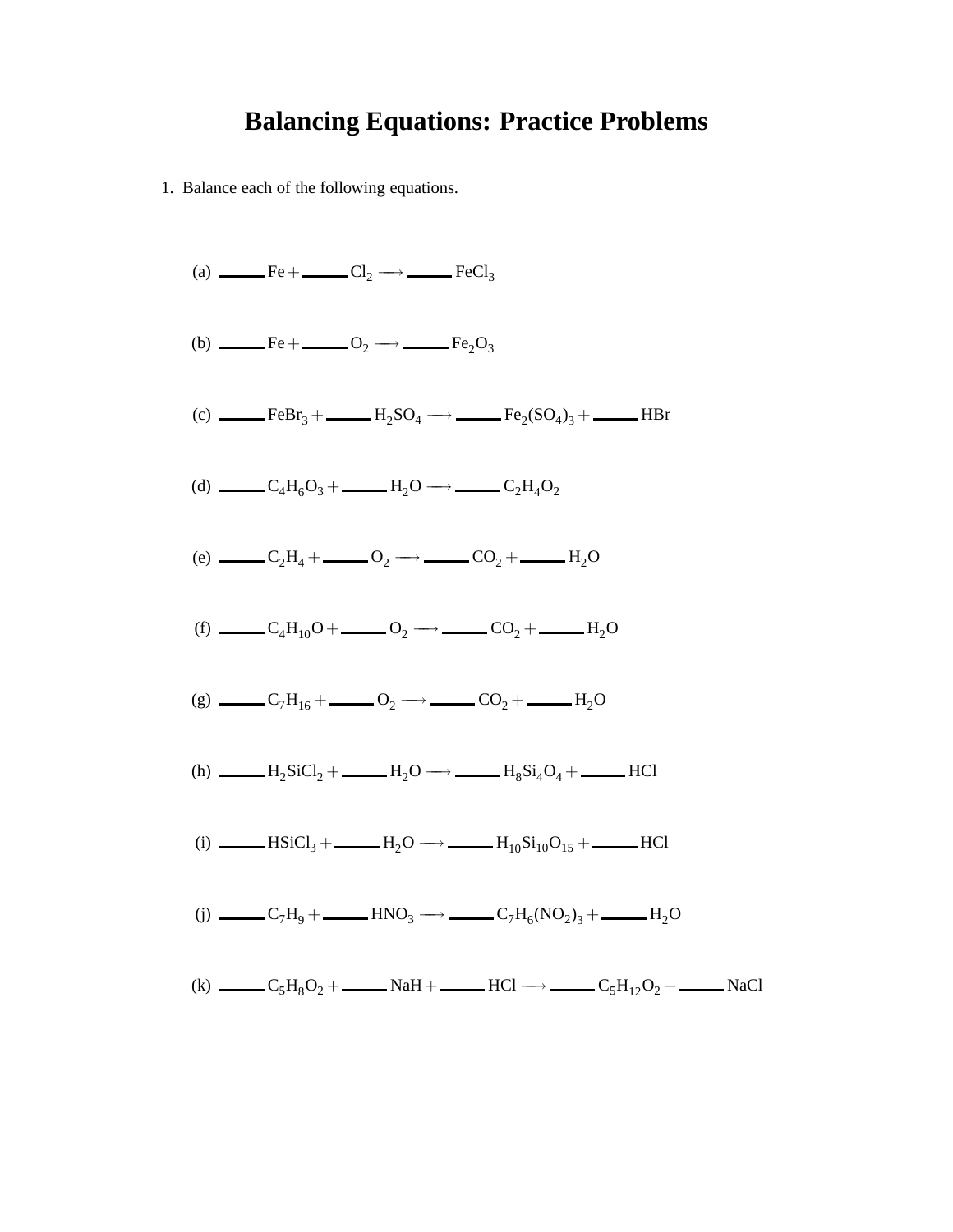# Balancing Equations: Practice Problems

1. Balance each of the following equations.

(a) ____ $Fe$ + ____ $Cl_2 \longrightarrow$ ____ $FeCl_3$

(b) ____ $Fe$ + ____ $O_2 \longrightarrow$ ____ $Fe_2O_3$

(c) ____ $FeBr_3$ + ____ $H_2SO_4 \longrightarrow$ ____ $Fe_2(SO_4)_3$ + ____ $HBr$

(d) ____ $C_4H_6O_3$ + ____ $H_2O \longrightarrow$ ____ $C_2H_4O_2$

(e) ____ $C_2H_4$ + ____ $O_2 \longrightarrow$ ____ $CO_2$ + ____ $H_2O$

(f) ____ $C_4H_{10}O$ + ____ $O_2 \longrightarrow$ ____ $CO_2$ + ____ $H_2O$

(g) ____ $C_7H_{16}$ + ____ $O_2 \longrightarrow$ ____ $CO_2$ + ____ $H_2O$

(h) ____ $H_2SiCl_2$ + ____ $H_2O \longrightarrow$ ____ $H_8Si_4O_4$ + ____ $HCl$

(i) ____ $HSiCl_3$ + ____ $H_2O \longrightarrow$ ____ $H_{10}Si_{10}O_{15}$ + ____ $HCl$

(j) ____ $C_7H_9$ + ____ $HNO_3 \longrightarrow$ ____ $C_7H_6(NO_2)_3$ + ____ $H_2O$

(k) ____ $C_5H_8O_2$ + ____ $NaH$ + ____ $HCl \longrightarrow$ ____ $C_5H_{12}O_2$ + ____ $NaCl$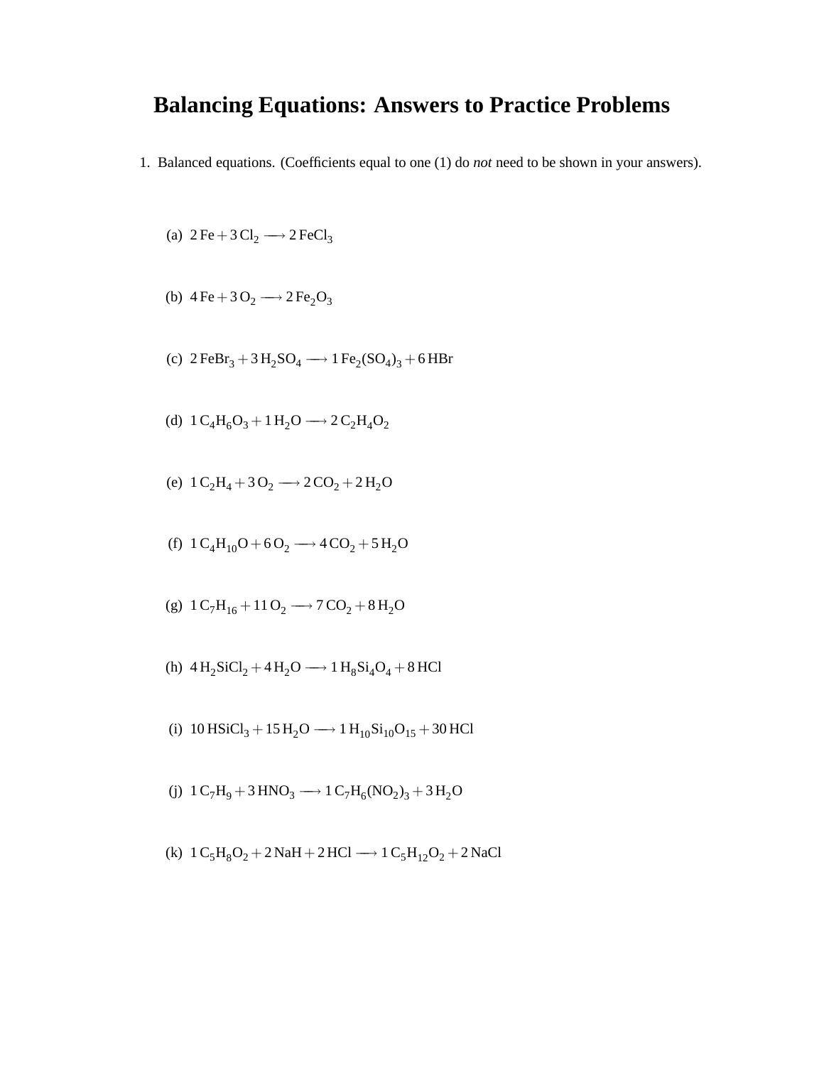# Balancing Equations: Answers to Practice Problems

1. Balanced equations. (Coefficients equal to one (1) do *not* need to be shown in your answers).

   (a) $2\,Fe + 3\,Cl_2 \longrightarrow 2\,FeCl_3$

   (b) $4\,Fe + 3\,O_2 \longrightarrow 2\,Fe_2O_3$

   (c) $2\,FeBr_3 + 3\,H_2SO_4 \longrightarrow 1\,Fe_2(SO_4)_3 + 6\,HBr$

   (d) $1\,C_4H_6O_3 + 1\,H_2O \longrightarrow 2\,C_2H_4O_2$

   (e) $1\,C_2H_4 + 3\,O_2 \longrightarrow 2\,CO_2 + 2\,H_2O$

   (f) $1\,C_4H_{10}O + 6\,O_2 \longrightarrow 4\,CO_2 + 5\,H_2O$

   (g) $1\,C_7H_{16} + 11\,O_2 \longrightarrow 7\,CO_2 + 8\,H_2O$

   (h) $4\,H_2SiCl_2 + 4\,H_2O \longrightarrow 1\,H_8Si_4O_4 + 8\,HCl$

   (i) $10\,HSiCl_3 + 15\,H_2O \longrightarrow 1\,H_{10}Si_{10}O_{15} + 30\,HCl$

   (j) $1\,C_7H_9 + 3\,HNO_3 \longrightarrow 1\,C_7H_6(NO_2)_3 + 3\,H_2O$

   (k) $1\,C_5H_8O_2 + 2\,NaH + 2\,HCl \longrightarrow 1\,C_5H_{12}O_2 + 2\,NaCl$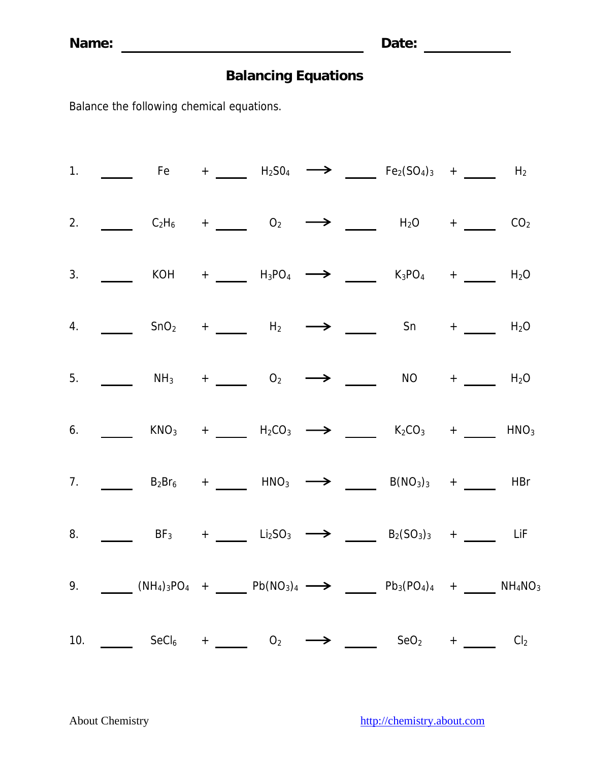Name: ______________________________ Date: ____________

# Balancing Equations

Balance the following chemical equations.

1. ____ $Fe$ + ____ $H_2SO_4$ $\longrightarrow$ ____ $Fe_2(SO_4)_3$ + ____ $H_2$

2. ____ $C_2H_6$ + ____ $O_2$ $\longrightarrow$ ____ $H_2O$ + ____ $CO_2$

3. ____ $KOH$ + ____ $H_3PO_4$ $\longrightarrow$ ____ $K_3PO_4$ + ____ $H_2O$

4. ____ $SnO_2$ + ____ $H_2$ $\longrightarrow$ ____ $Sn$ + ____ $H_2O$

5. ____ $NH_3$ + ____ $O_2$ $\longrightarrow$ ____ $NO$ + ____ $H_2O$

6. ____ $KNO_3$ + ____ $H_2CO_3$ $\longrightarrow$ ____ $K_2CO_3$ + ____ $HNO_3$

7. ____ $B_2Br_6$ + ____ $HNO_3$ $\longrightarrow$ ____ $B(NO_3)_3$ + ____ $HBr$

8. ____ $BF_3$ + ____ $Li_2SO_3$ $\longrightarrow$ ____ $B_2(SO_3)_3$ + ____ $LiF$

9. ____ $(NH_4)_3PO_4$ + ____ $Pb(NO_3)_4$ $\longrightarrow$ ____ $Pb_3(PO_4)_4$ + ____ $NH_4NO_3$

10. ____ $SeCl_6$ + ____ $O_2$ $\longrightarrow$ ____ $SeO_2$ + ____ $Cl_2$

About Chemistry http://chemistry.about.com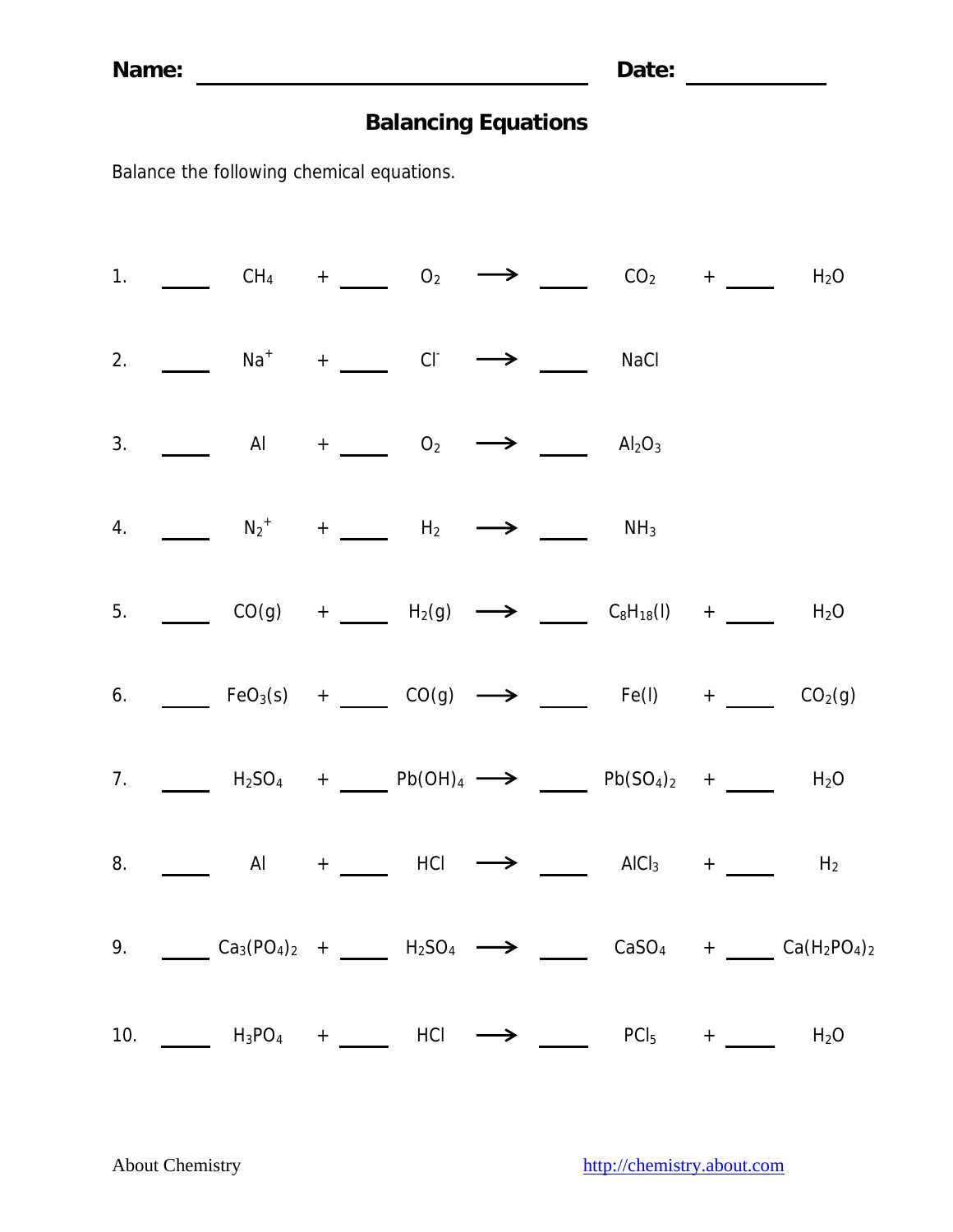Name: ______________________________ Date: ____________

# Balancing Equations

Balance the following chemical equations.

1. ____ $CH_4$ + ____ $O_2$ → ____ $CO_2$ + ____ $H_2O$

2. ____ $Na^+$ + ____ $Cl^-$ → ____ $NaCl$

3. ____ $Al$ + ____ $O_2$ → ____ $Al_2O_3$

4. ____ $N_2^+$ + ____ $H_2$ → ____ $NH_3$

5. ____ $CO(g)$ + ____ $H_2(g)$ → ____ $C_8H_{18}(l)$ + ____ $H_2O$

6. ____ $FeO_3(s)$ + ____ $CO(g)$ → ____ $Fe(l)$ + ____ $CO_2(g)$

7. ____ $H_2SO_4$ + ____ $Pb(OH)_4$ → ____ $Pb(SO_4)_2$ + ____ $H_2O$

8. ____ $Al$ + ____ $HCl$ → ____ $AlCl_3$ + ____ $H_2$

9. ____ $Ca_3(PO_4)_2$ + ____ $H_2SO_4$ → ____ $CaSO_4$ + ____ $Ca(H_2PO_4)_2$

10. ____ $H_3PO_4$ + ____ $HCl$ → ____ $PCl_5$ + ____ $H_2O$

About Chemistry http://chemistry.about.com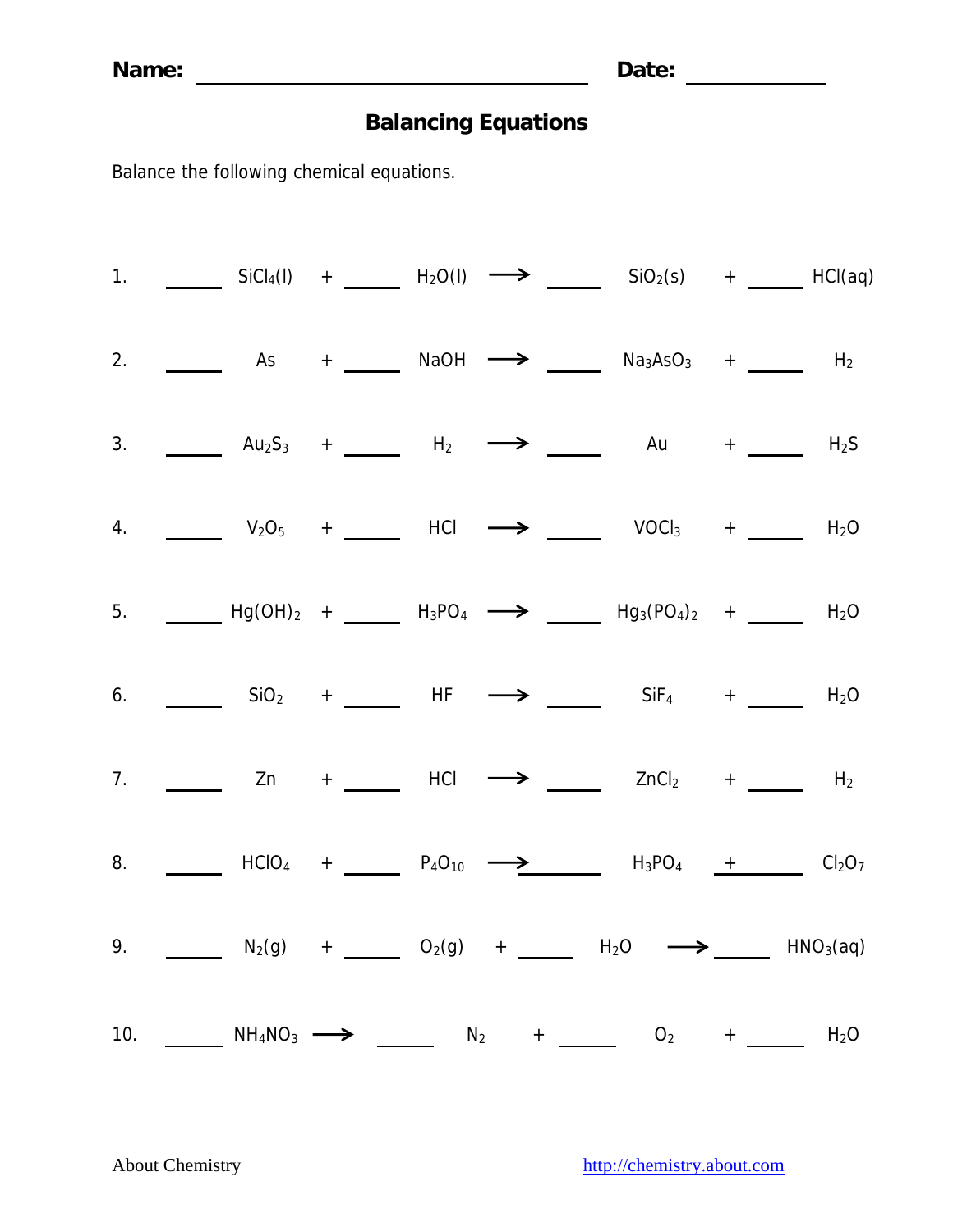Name: ______________________________ Date: ____________

# Balancing Equations

Balance the following chemical equations.

1. _____ $SiCl_4(l)$ + _____ $H_2O(l)$ $\longrightarrow$ _____ $SiO_2(s)$ + _____ $HCl(aq)$

2. _____ $As$ + _____ $NaOH$ $\longrightarrow$ _____ $Na_3AsO_3$ + _____ $H_2$

3. _____ $Au_2S_3$ + _____ $H_2$ $\longrightarrow$ _____ $Au$ + _____ $H_2S$

4. _____ $V_2O_5$ + _____ $HCl$ $\longrightarrow$ _____ $VOCl_3$ + _____ $H_2O$

5. _____ $Hg(OH)_2$ + _____ $H_3PO_4$ $\longrightarrow$ _____ $Hg_3(PO_4)_2$ + _____ $H_2O$

6. _____ $SiO_2$ + _____ $HF$ $\longrightarrow$ _____ $SiF_4$ + _____ $H_2O$

7. _____ $Zn$ + _____ $HCl$ $\longrightarrow$ _____ $ZnCl_2$ + _____ $H_2$

8. _____ $HClO_4$ + _____ $P_4O_{10}$ $\longrightarrow$ _____ $H_3PO_4$ + _____ $Cl_2O_7$

9. _____ $N_2(g)$ + _____ $O_2(g)$ + _____ $H_2O$ $\longrightarrow$ _____ $HNO_3(aq)$

10. _____ $NH_4NO_3$ $\longrightarrow$ _____ $N_2$ + _____ $O_2$ + _____ $H_2O$

About Chemistry http://chemistry.about.com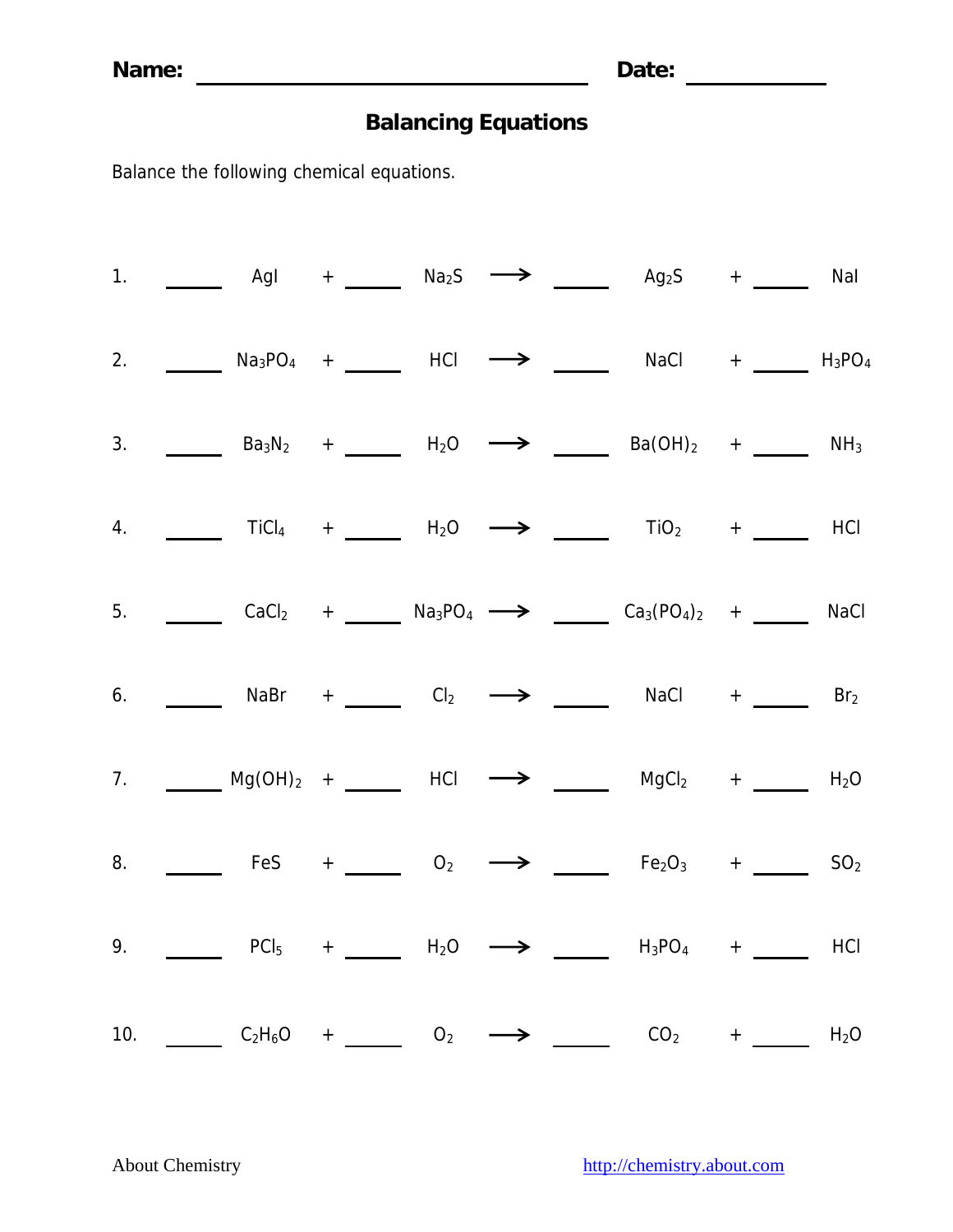**Name:** ______________________________ **Date:** ____________

## Balancing Equations

Balance the following chemical equations.

1. _____ $AgI$ + _____ $Na_2S$ $\longrightarrow$ _____ $Ag_2S$ + _____ $NaI$

2. _____ $Na_3PO_4$ + _____ $HCl$ $\longrightarrow$ _____ $NaCl$ + _____ $H_3PO_4$

3. _____ $Ba_3N_2$ + _____ $H_2O$ $\longrightarrow$ _____ $Ba(OH)_2$ + _____ $NH_3$

4. _____ $TiCl_4$ + _____ $H_2O$ $\longrightarrow$ _____ $TiO_2$ + _____ $HCl$

5. _____ $CaCl_2$ + _____ $Na_3PO_4$ $\longrightarrow$ _____ $Ca_3(PO_4)_2$ + _____ $NaCl$

6. _____ $NaBr$ + _____ $Cl_2$ $\longrightarrow$ _____ $NaCl$ + _____ $Br_2$

7. _____ $Mg(OH)_2$ + _____ $HCl$ $\longrightarrow$ _____ $MgCl_2$ + _____ $H_2O$

8. _____ $FeS$ + _____ $O_2$ $\longrightarrow$ _____ $Fe_2O_3$ + _____ $SO_2$

9. _____ $PCl_5$ + _____ $H_2O$ $\longrightarrow$ _____ $H_3PO_4$ + _____ $HCl$

10. _____ $C_2H_6O$ + _____ $O_2$ $\longrightarrow$ _____ $CO_2$ + _____ $H_2O$

About Chemistry http://chemistry.about.com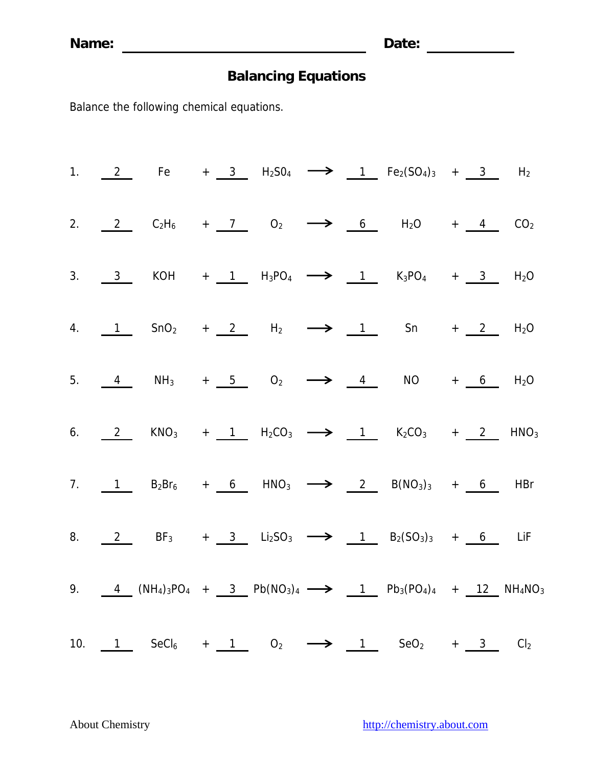**Name:** ________________________ **Date:** ____________

# Balancing Equations

Balance the following chemical equations.

1. $\underline{2}$ $Fe$ + $\underline{3}$ $H_2SO_4$ → $\underline{1}$ $Fe_2(SO_4)_3$ + $\underline{3}$ $H_2$

2. $\underline{2}$ $C_2H_6$ + $\underline{7}$ $O_2$ → $\underline{6}$ $H_2O$ + $\underline{4}$ $CO_2$

3. $\underline{3}$ $KOH$ + $\underline{1}$ $H_3PO_4$ → $\underline{1}$ $K_3PO_4$ + $\underline{3}$ $H_2O$

4. $\underline{1}$ $SnO_2$ + $\underline{2}$ $H_2$ → $\underline{1}$ $Sn$ + $\underline{2}$ $H_2O$

5. $\underline{4}$ $NH_3$ + $\underline{5}$ $O_2$ → $\underline{4}$ $NO$ + $\underline{6}$ $H_2O$

6. $\underline{2}$ $KNO_3$ + $\underline{1}$ $H_2CO_3$ → $\underline{1}$ $K_2CO_3$ + $\underline{2}$ $HNO_3$

7. $\underline{1}$ $B_2Br_6$ + $\underline{6}$ $HNO_3$ → $\underline{2}$ $B(NO_3)_3$ + $\underline{6}$ $HBr$

8. $\underline{2}$ $BF_3$ + $\underline{3}$ $Li_2SO_3$ → $\underline{1}$ $B_2(SO_3)_3$ + $\underline{6}$ $LiF$

9. $\underline{4}$ $(NH_4)_3PO_4$ + $\underline{3}$ $Pb(NO_3)_4$ → $\underline{1}$ $Pb_3(PO_4)_4$ + $\underline{12}$ $NH_4NO_3$

10. $\underline{1}$ $SeCl_6$ + $\underline{1}$ $O_2$ → $\underline{1}$ $SeO_2$ + $\underline{3}$ $Cl_2$

About Chemistry http://chemistry.about.com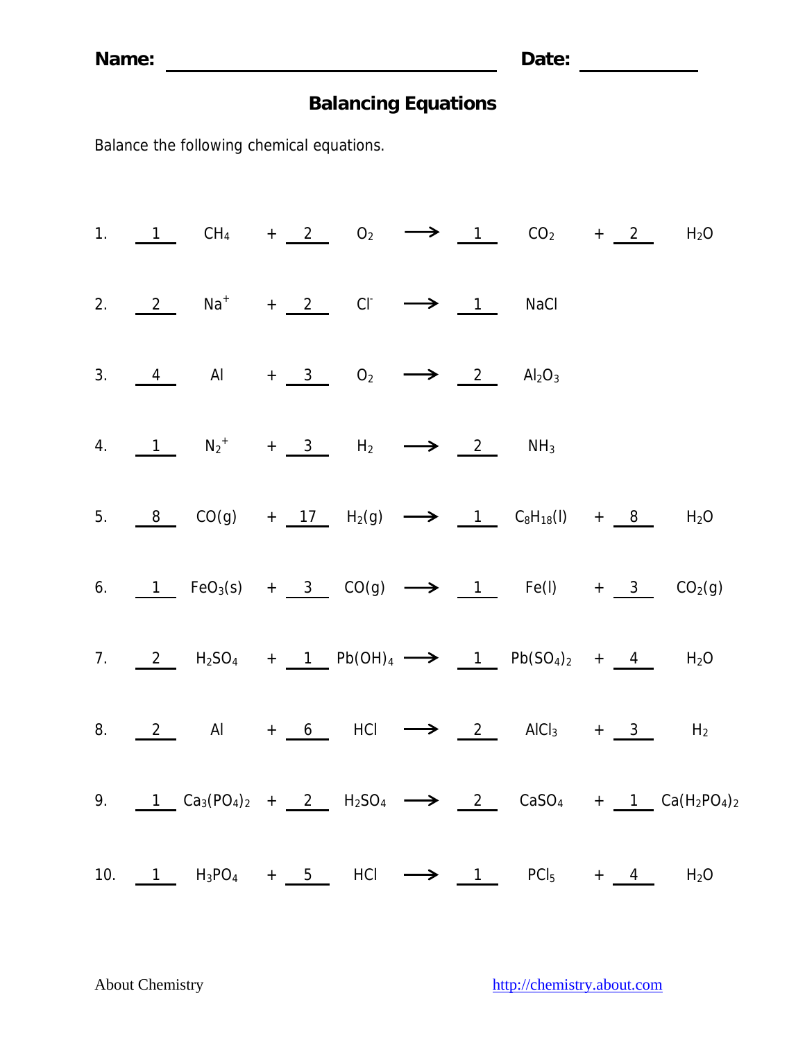**Name:** ______________________ **Date:** ____________

## Balancing Equations

Balance the following chemical equations.

1. __1__ $CH_4$ + __2__ $O_2$ → __1__ $CO_2$ + __2__ $H_2O$

2. __2__ $Na^+$ + __2__ $Cl^-$ → __1__ $NaCl$

3. __4__ $Al$ + __3__ $O_2$ → __2__ $Al_2O_3$

4. __1__ $N_2^+$ + __3__ $H_2$ → __2__ $NH_3$

5. __8__ $CO(g)$ + __17__ $H_2(g)$ → __1__ $C_8H_{18}(l)$ + __8__ $H_2O$

6. __1__ $FeO_3(s)$ + __3__ $CO(g)$ → __1__ $Fe(l)$ + __3__ $CO_2(g)$

7. __2__ $H_2SO_4$ + __1__ $Pb(OH)_4$ → __1__ $Pb(SO_4)_2$ + __4__ $H_2O$

8. __2__ $Al$ + __6__ $HCl$ → __2__ $AlCl_3$ + __3__ $H_2$

9. __1__ $Ca_3(PO_4)_2$ + __2__ $H_2SO_4$ → __2__ $CaSO_4$ + __1__ $Ca(H_2PO_4)_2$

10. __1__ $H_3PO_4$ + __5__ $HCl$ → __1__ $PCl_5$ + __4__ $H_2O$

About Chemistry http://chemistry.about.com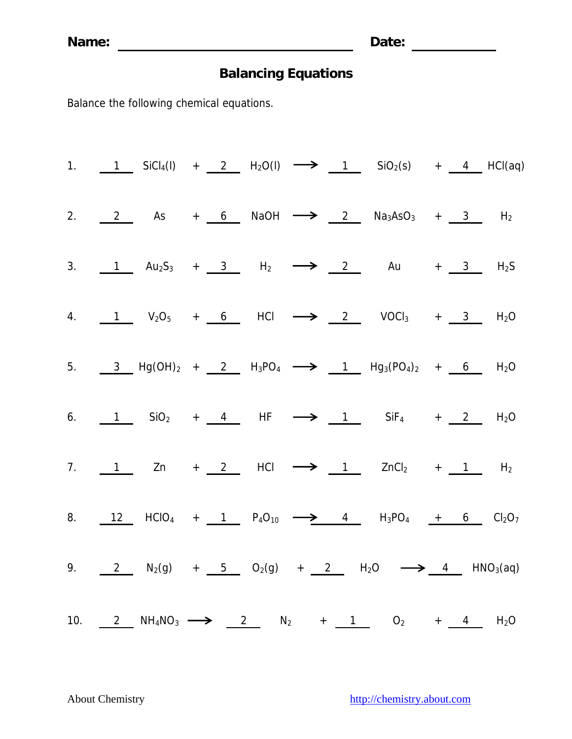Name: ______________________________ Date: ____________

# Balancing Equations

Balance the following chemical equations.

1. __1__ $SiCl_4(l)$ + __2__ $H_2O(l)$ $\longrightarrow$ __1__ $SiO_2(s)$ + __4__ $HCl(aq)$

2. __2__ $As$ + __6__ $NaOH$ $\longrightarrow$ __2__ $Na_3AsO_3$ + __3__ $H_2$

3. __1__ $Au_2S_3$ + __3__ $H_2$ $\longrightarrow$ __2__ $Au$ + __3__ $H_2S$

4. __1__ $V_2O_5$ + __6__ $HCl$ $\longrightarrow$ __2__ $VOCl_3$ + __3__ $H_2O$

5. __3__ $Hg(OH)_2$ + __2__ $H_3PO_4$ $\longrightarrow$ __1__ $Hg_3(PO_4)_2$ + __6__ $H_2O$

6. __1__ $SiO_2$ + __4__ $HF$ $\longrightarrow$ __1__ $SiF_4$ + __2__ $H_2O$

7. __1__ $Zn$ + __2__ $HCl$ $\longrightarrow$ __1__ $ZnCl_2$ + __1__ $H_2$

8. __12__ $HClO_4$ + __1__ $P_4O_{10}$ $\longrightarrow$ __4__ $H_3PO_4$ + __6__ $Cl_2O_7$

9. __2__ $N_2(g)$ + __5__ $O_2(g)$ + __2__ $H_2O$ $\longrightarrow$ __4__ $HNO_3(aq)$

10. __2__ $NH_4NO_3$ $\longrightarrow$ __2__ $N_2$ + __1__ $O_2$ + __4__ $H_2O$

About Chemistry http://chemistry.about.com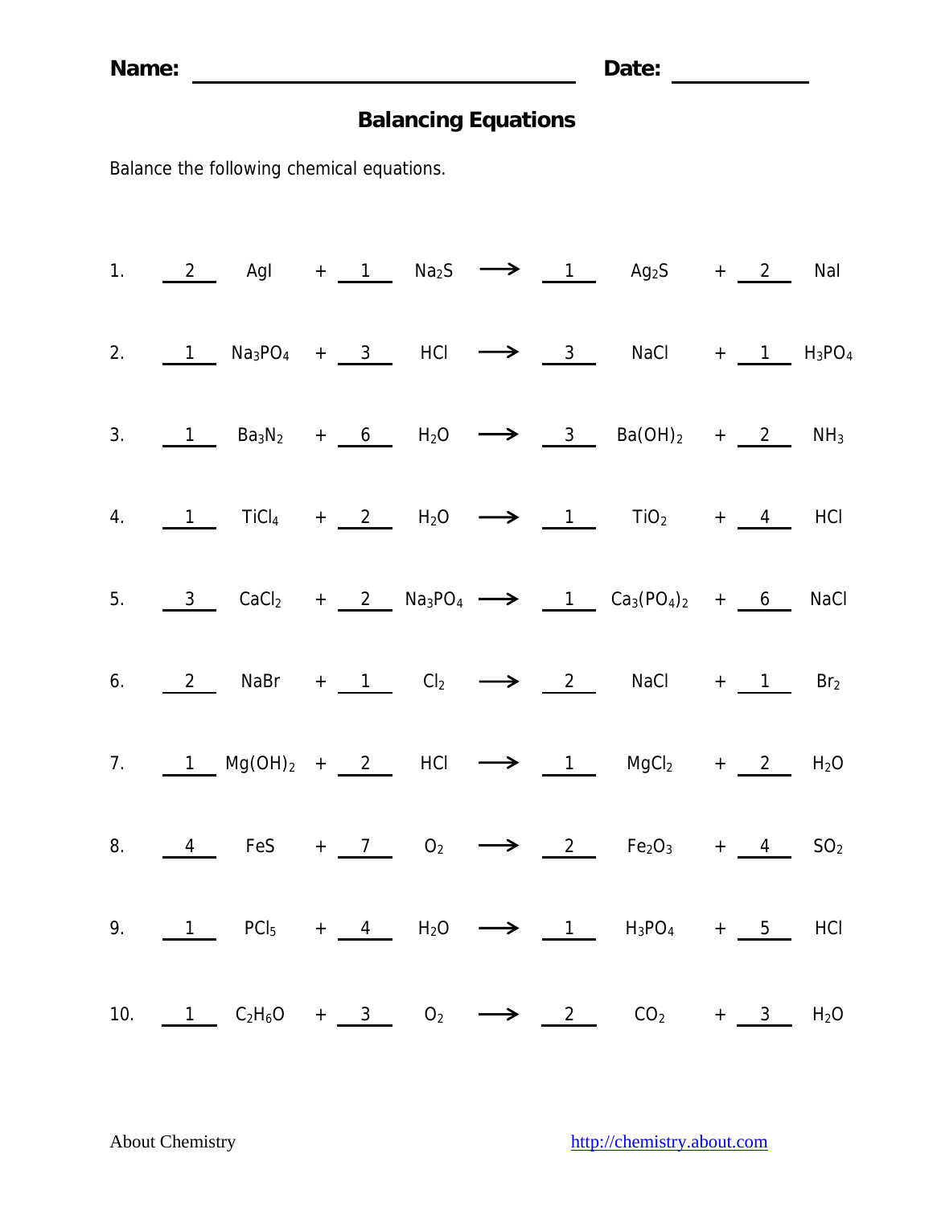**Name:** ______________________ **Date:** __________

# Balancing Equations

Balance the following chemical equations.

1. __2__ $AgI$ + __1__ $Na_2S$ → __1__ $Ag_2S$ + __2__ $NaI$

2. __1__ $Na_3PO_4$ + __3__ $HCl$ → __3__ $NaCl$ + __1__ $H_3PO_4$

3. __1__ $Ba_3N_2$ + __6__ $H_2O$ → __3__ $Ba(OH)_2$ + __2__ $NH_3$

4. __1__ $TiCl_4$ + __2__ $H_2O$ → __1__ $TiO_2$ + __4__ $HCl$

5. __3__ $CaCl_2$ + __2__ $Na_3PO_4$ → __1__ $Ca_3(PO_4)_2$ + __6__ $NaCl$

6. __2__ $NaBr$ + __1__ $Cl_2$ → __2__ $NaCl$ + __1__ $Br_2$

7. __1__ $Mg(OH)_2$ + __2__ $HCl$ → __1__ $MgCl_2$ + __2__ $H_2O$

8. __4__ $FeS$ + __7__ $O_2$ → __2__ $Fe_2O_3$ + __4__ $SO_2$

9. __1__ $PCl_5$ + __4__ $H_2O$ → __1__ $H_3PO_4$ + __5__ $HCl$

10. __1__ $C_2H_6O$ + __3__ $O_2$ → __2__ $CO_2$ + __3__ $H_2O$

About Chemistry http://chemistry.about.com